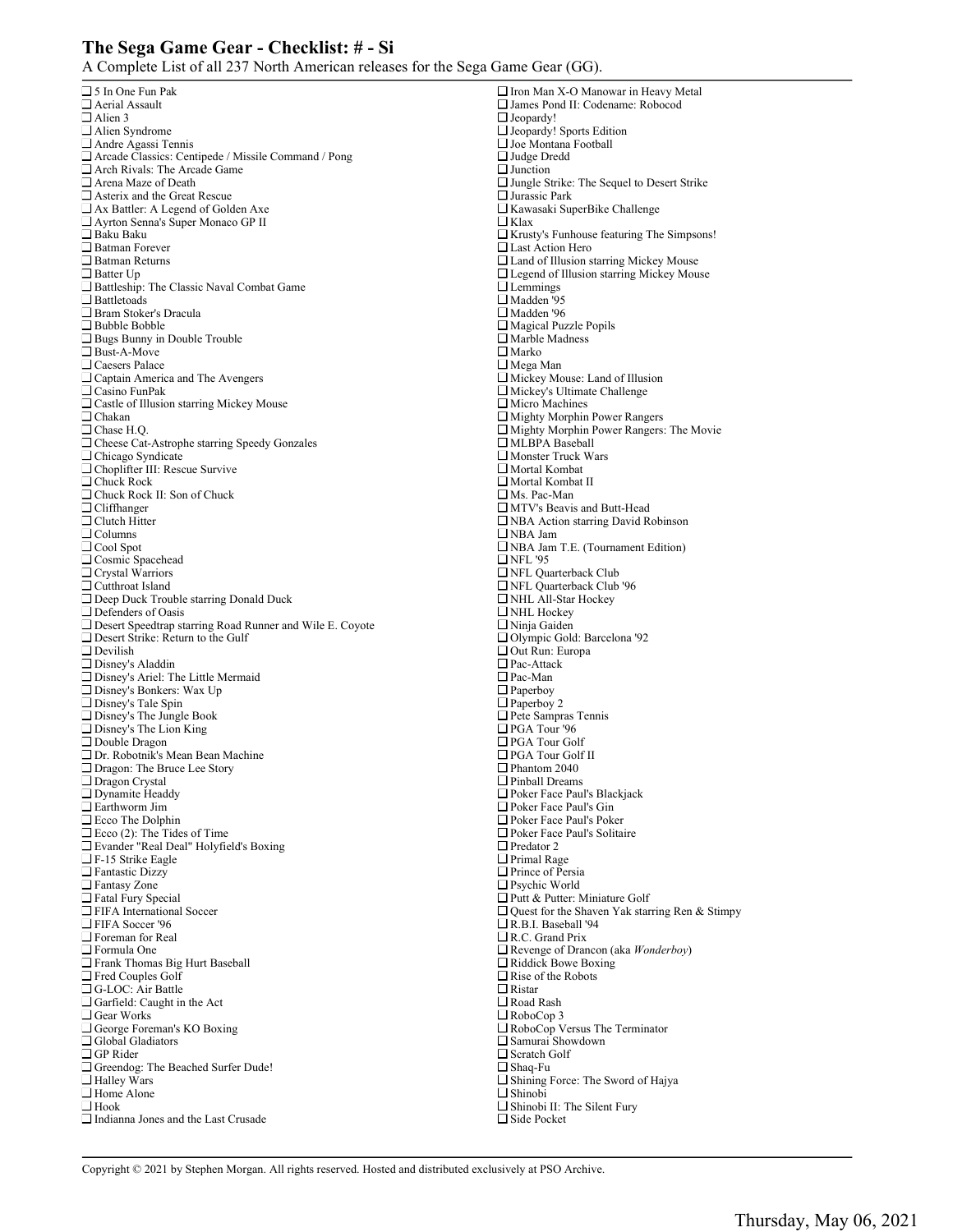## The Sega Game Gear - Checklist: # - Si

A Complete List of all 237 North American releases for the Sega Game Gear (GG).

- ❑ 5 In One Fun Pak
- ❑ Aerial Assault
- ❑ Alien 3
- ❑ Alien Syndrome
- ❑ Andre Agassi Tennis
- ❑ Arcade Classics: Centipede / Missile Command / Pong
- ❑ Arch Rivals: The Arcade Game
- ❑ Arena Maze of Death
- ❑ Asterix and the Great Rescue
- ❑ Ax Battler: A Legend of Golden Axe
- ❑ Ayrton Senna's Super Monaco GP II
- ❑ Baku Baku
- ❑ Batman Forever
- ❑ Batman Returns
- ❑ Batter Up
- ❑ Battleship: The Classic Naval Combat Game
- ❑ Battletoads
- ❑ Bram Stoker's Dracula
- ❑ Bubble Bobble
- ❑ Bugs Bunny in Double Trouble
- ❑ Bust-A-Move
- ❑ Caesers Palace
- ❑ Captain America and The Avengers
- ❑ Casino FunPak
- ❑ Castle of Illusion starring Mickey Mouse
- ❑ Chakan
- ❑ Chase H.Q.
- ❑ Cheese Cat-Astrophe starring Speedy Gonzales
- ❑ Chicago Syndicate
- ❑ Choplifter III: Rescue Survive
- ❑ Chuck Rock
- ❑ Chuck Rock II: Son of Chuck
- ❑ Cliffhanger
- ❑ Clutch Hitter
- ❑ Columns
- ❑ Cool Spot
- ❑ Cosmic Spacehead
- ❑ Crystal Warriors
- ❑ Cutthroat Island
- ❑ Deep Duck Trouble starring Donald Duck
- ❑ Defenders of Oasis
- ❑ Desert Speedtrap starring Road Runner and Wile E. Coyote
- ❑ Desert Strike: Return to the Gulf
- ❑ Devilish
- ❑ Disney's Aladdin
- ❑ Disney's Ariel: The Little Mermaid
- ❑ Disney's Bonkers: Wax Up
- ❑ Disney's Tale Spin
- ❑ Disney's The Jungle Book
- ❑ Disney's The Lion King
- ❑ Double Dragon
- ❑ Dr. Robotnik's Mean Bean Machine
- ❑ Dragon: The Bruce Lee Story
- ❑ Dragon Crystal
- ❑ Dynamite Headdy
- ❑ Earthworm Jim
- ❑ Ecco The Dolphin
- ❑ Ecco (2): The Tides of Time
- ❑ Evander "Real Deal" Holyfield's Boxing
- ❑ F-15 Strike Eagle
- ❑ Fantastic Dizzy
- ❑ Fantasy Zone
- ❑ Fatal Fury Special
- ❑ FIFA International Soccer
- ❑ FIFA Soccer '96
- ❑ Foreman for Real
- ❑ Formula One
- ❑ Frank Thomas Big Hurt Baseball
- ❑ Fred Couples Golf
- ❑ G-LOC: Air Battle
- ❑ Garfield: Caught in the Act
- ❑ Gear Works
- ❑ George Foreman's KO Boxing
- ❑ Global Gladiators
- ❑ GP Rider
- ❑ Greendog: The Beached Surfer Dude!
- ❑ Halley Wars
- ❑ Home Alone
- ❑ Hook
- ❑ Indianna Jones and the Last Crusade
- ❑ Iron Man X-O Manowar in Heavy Metal
- ❑ James Pond II: Codename: Robocod
- ❑ Jeopardy!
- ❑ Jeopardy! Sports Edition
- ❑ Joe Montana Football
- ❑ Judge Dredd
- ❑ Junction
- ❑ Jungle Strike: The Sequel to Desert Strike
- ❑ Jurassic Park
- ❑ Kawasaki SuperBike Challenge
- ❑ Klax
- ❑ Krusty's Funhouse featuring The Simpsons!
- ❑ Last Action Hero
- ❑ Land of Illusion starring Mickey Mouse
- ❑ Legend of Illusion starring Mickey Mouse
- ❑ Lemmings
- ❑ Madden '95
- ❑ Madden '96
- ❑ Magical Puzzle Popils
- ❑ Marble Madness
- ❑ Marko
- ❑ Mega Man
- ❑ Mickey Mouse: Land of Illusion
- ❑ Mickey's Ultimate Challenge
- ❑ Micro Machines
- ❑ Mighty Morphin Power Rangers
- ❑ Mighty Morphin Power Rangers: The Movie
- ❑ MLBPA Baseball
- ❑ Monster Truck Wars
- ❑ Mortal Kombat
- ❑ Mortal Kombat II
- ❑ Ms. Pac-Man
- ❑ MTV's Beavis and Butt-Head
- ❑ NBA Action starring David Robinson
- ❑ NBA Jam
- ❑ NBA Jam T.E. (Tournament Edition)
- ❑ NFL '95
- ❑ NFL Quarterback Club
- ❑ NFL Quarterback Club '96
- ❑ NHL All-Star Hockey
- ❑ NHL Hockey
- ❑ Ninja Gaiden
- ❑ Olympic Gold: Barcelona '92
- ❑ Out Run: Europa
- ❑ Pac-Attack
- ❑ Pac-Man
- ❑ Paperboy
- ❑ Paperboy 2
- ❑ Pete Sampras Tennis
- ❑ PGA Tour '96
- ❑ PGA Tour Golf
- ❑ PGA Tour Golf II
- ❑ Phantom 2040
- ❑ Pinball Dreams
- ❑ Poker Face Paul's Blackjack
- ❑ Poker Face Paul's Gin
- ❑ Poker Face Paul's Poker
- ❑ Poker Face Paul's Solitaire
- ❑ Predator 2
- ❑ Primal Rage
- ❑ Prince of Persia
- ❑ Psychic World
- ❑ Putt & Putter: Miniature Golf
- ❑ Quest for the Shaven Yak starring Ren & Stimpy
- ❑ R.B.I. Baseball '94
- ❑ R.C. Grand Prix
- ❑ Revenge of Drancon (aka *Wonderboy*)
- ❑ Riddick Bowe Boxing
- ❑ Rise of the Robots
- ❑ Ristar
- ❑ Road Rash
- ❑ RoboCop 3
- ❑ RoboCop Versus The Terminator
- ❑ Samurai Showdown
- ❑ Scratch Golf
- ❑ Shaq-Fu
- ❑ Shining Force: The Sword of Hajya
- ❑ Shinobi
- ❑ Shinobi II: The Silent Fury
- ❑ Side Pocket

Copyright © 2021 by Stephen Morgan. All rights reserved. Hosted and distributed exclusively at PSO Archive.

Thursday, May 06, 2021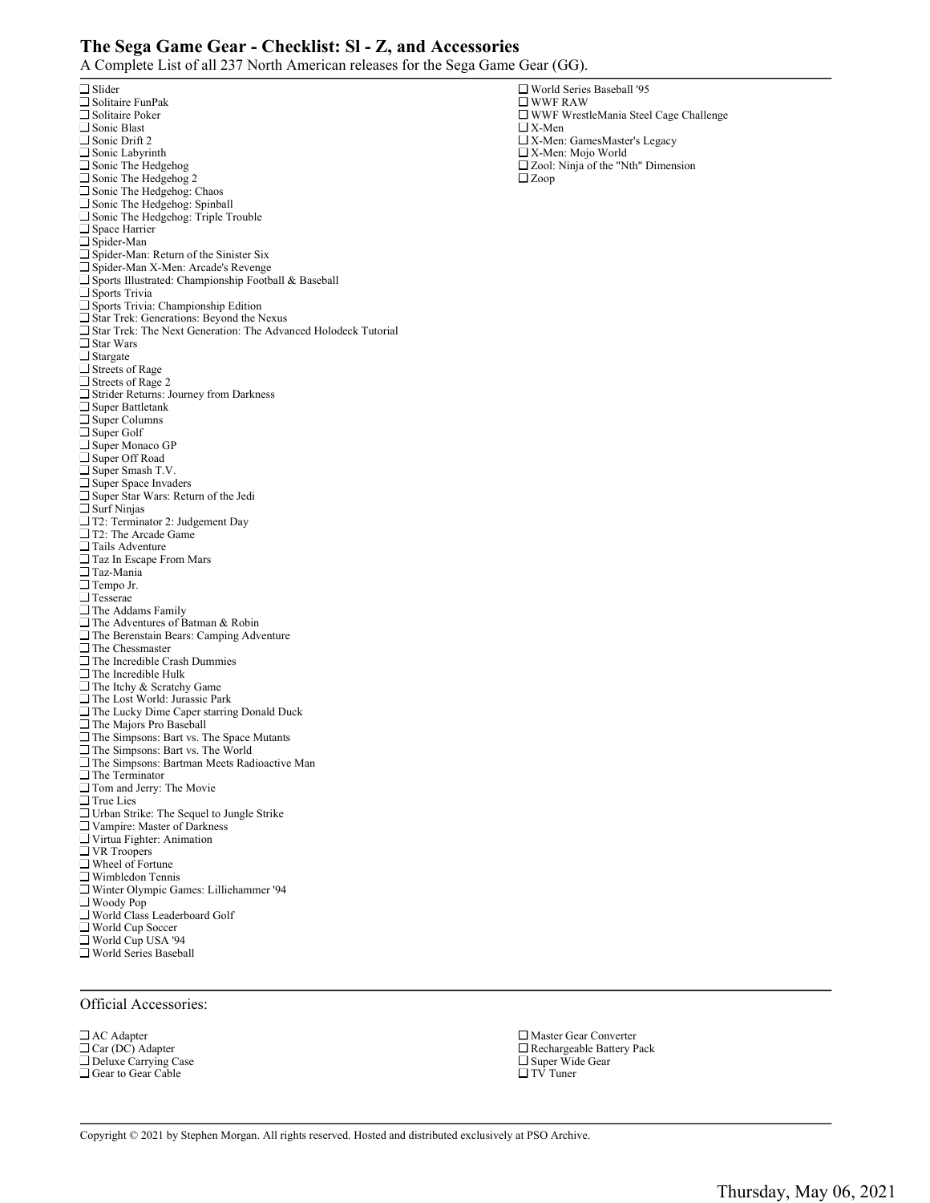# The Sega Game Gear - Checklist: Sl - Z, and Accessories

A Complete List of all 237 North American releases for the Sega Game Gear (GG).

- ❑ Slider
- ❑ Solitaire FunPak
- ❑ Solitaire Poker
- ❑ Sonic Blast
- ❑ Sonic Drift 2
- ❑ Sonic Labyrinth
- ❑ Sonic The Hedgehog
- ❑ Sonic The Hedgehog 2
- ❑ Sonic The Hedgehog: Chaos
- ❑ Sonic The Hedgehog: Spinball
- ❑ Sonic The Hedgehog: Triple Trouble
- ❑ Space Harrier
- ❑ Spider-Man
- ❑ Spider-Man: Return of the Sinister Six
- ❑ Spider-Man X-Men: Arcade's Revenge
- ❑ Sports Illustrated: Championship Football & Baseball
- ❑ Sports Trivia
- ❑ Sports Trivia: Championship Edition
- ❑ Star Trek: Generations: Beyond the Nexus
- ❑ Star Trek: The Next Generation: The Advanced Holodeck Tutorial
- ❑ Star Wars
- ❑ Stargate
- ❑ Streets of Rage
- ❑ Streets of Rage 2
- ❑ Strider Returns: Journey from Darkness
- ❑ Super Battletank
- ❑ Super Columns
- ❑ Super Golf
- ❑ Super Monaco GP
- ❑ Super Off Road
- ❑ Super Smash T.V.
- ❑ Super Space Invaders
- ❑ Super Star Wars: Return of the Jedi
- ❑ Surf Ninjas
- ❑ T2: Terminator 2: Judgement Day
- ❑ T2: The Arcade Game
- ❑ Tails Adventure
- ❑ Taz In Escape From Mars
- ❑ Taz-Mania
- ❑ Tempo Jr.
- ❑ Tesserae
- ❑ The Addams Family
- ❑ The Adventures of Batman & Robin
- ❑ The Berenstain Bears: Camping Adventure
- ❑ The Chessmaster
- ❑ The Incredible Crash Dummies
- ❑ The Incredible Hulk
- ❑ The Itchy & Scratchy Game
- ❑ The Lost World: Jurassic Park
- ❑ The Lucky Dime Caper starring Donald Duck
- ❑ The Majors Pro Baseball
- ❑ The Simpsons: Bart vs. The Space Mutants
- ❑ The Simpsons: Bart vs. The World
- ❑ The Simpsons: Bartman Meets Radioactive Man
- ❑ The Terminator
- ❑ Tom and Jerry: The Movie
- ❑ True Lies
- ❑ Urban Strike: The Sequel to Jungle Strike
- ❑ Vampire: Master of Darkness
- ❑ Virtua Fighter: Animation
- ❑ VR Troopers
- ❑ Wheel of Fortune
- ❑ Wimbledon Tennis
- ❑ Winter Olympic Games: Lilliehammer '94
- ❑ Woody Pop
- ❑ World Class Leaderboard Golf
- ❑ World Cup Soccer
- ❑ World Cup USA '94
- ❑ World Series Baseball
- ❑ World Series Baseball '95
- ❑ WWF RAW
- ❑ WWF WrestleMania Steel Cage Challenge
- ❑ X-Men
- ❑ X-Men: GamesMaster's Legacy
- ❑ X-Men: Mojo World
- ❑ Zool: Ninja of the "Nth" Dimension
- ❑ Zoop

Official Accessories:

- ❑ AC Adapter
- ❑ Car (DC) Adapter
- ❑ Deluxe Carrying Case
- ❑ Gear to Gear Cable
- ❑ Master Gear Converter
- ❑ Rechargeable Battery Pack
- ❑ Super Wide Gear
- ❑ TV Tuner

Copyright © 2021 by Stephen Morgan. All rights reserved. Hosted and distributed exclusively at PSO Archive.

Thursday, May 06, 2021